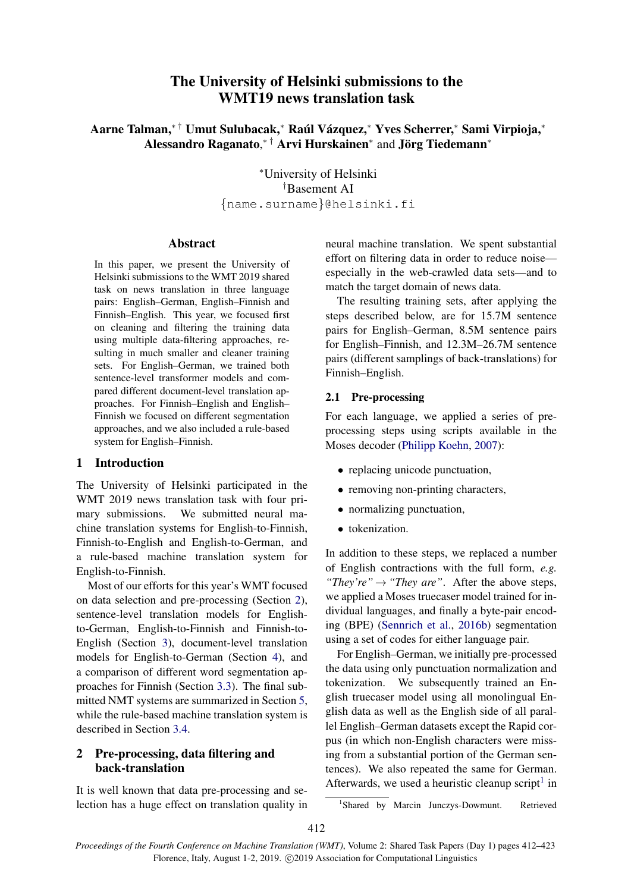# The University of Helsinki submissions to the WMT19 news translation task

**Aarne Talman,**[*†] **Umut Sulubacak,**[*] **Raúl Vázquez,**[*] **Yves Scherrer,**[*] **Sami Virpioja,**[*] **Alessandro Raganato,**[*†] **Arvi Hurskainen**[*] and **Jörg Tiedemann**[*]

[*]University of Helsinki
[†]Basement AI
{name.surname}@helsinki.fi

## Abstract

In this paper, we present the University of Helsinki submissions to the WMT 2019 shared task on news translation in three language pairs: English–German, English–Finnish and Finnish–English. This year, we focused first on cleaning and filtering the training data using multiple data-filtering approaches, resulting in much smaller and cleaner training sets. For English–German, we trained both sentence-level transformer models and compared different document-level translation approaches. For Finnish–English and English–Finnish we focused on different segmentation approaches, and we also included a rule-based system for English–Finnish.

## 1 Introduction

The University of Helsinki participated in the WMT 2019 news translation task with four primary submissions. We submitted neural machine translation systems for English-to-Finnish, Finnish-to-English and English-to-German, and a rule-based machine translation system for English-to-Finnish.

Most of our efforts for this year's WMT focused on data selection and pre-processing (Section 2), sentence-level translation models for English-to-German, English-to-Finnish and Finnish-to-English (Section 3), document-level translation models for English-to-German (Section 4), and a comparison of different word segmentation approaches for Finnish (Section 3.3). The final submitted NMT systems are summarized in Section 5, while the rule-based machine translation system is described in Section 3.4.

## 2 Pre-processing, data filtering and back-translation

It is well known that data pre-processing and selection has a huge effect on translation quality in neural machine translation. We spent substantial effort on filtering data in order to reduce noise—especially in the web-crawled data sets—and to match the target domain of news data.

The resulting training sets, after applying the steps described below, are for 15.7M sentence pairs for English–German, 8.5M sentence pairs for English–Finnish, and 12.3M–26.7M sentence pairs (different samplings of back-translations) for Finnish–English.

### 2.1 Pre-processing

For each language, we applied a series of pre-processing steps using scripts available in the Moses decoder (Philipp Koehn, 2007):

- replacing unicode punctuation,
- removing non-printing characters,
- normalizing punctuation,
- tokenization.

In addition to these steps, we replaced a number of English contractions with the full form, *e.g. "They're"* → *"They are"*. After the above steps, we applied a Moses truecaser model trained for individual languages, and finally a byte-pair encoding (BPE) (Sennrich et al., 2016b) segmentation using a set of codes for either language pair.

For English–German, we initially pre-processed the data using only punctuation normalization and tokenization. We subsequently trained an English truecaser model using all monolingual English data as well as the English side of all parallel English–German datasets except the Rapid corpus (in which non-English characters were missing from a substantial portion of the German sentences). We also repeated the same for German. Afterwards, we used a heuristic cleanup script[1] in

[1]Shared by Marcin Junczys-Dowmunt. Retrieved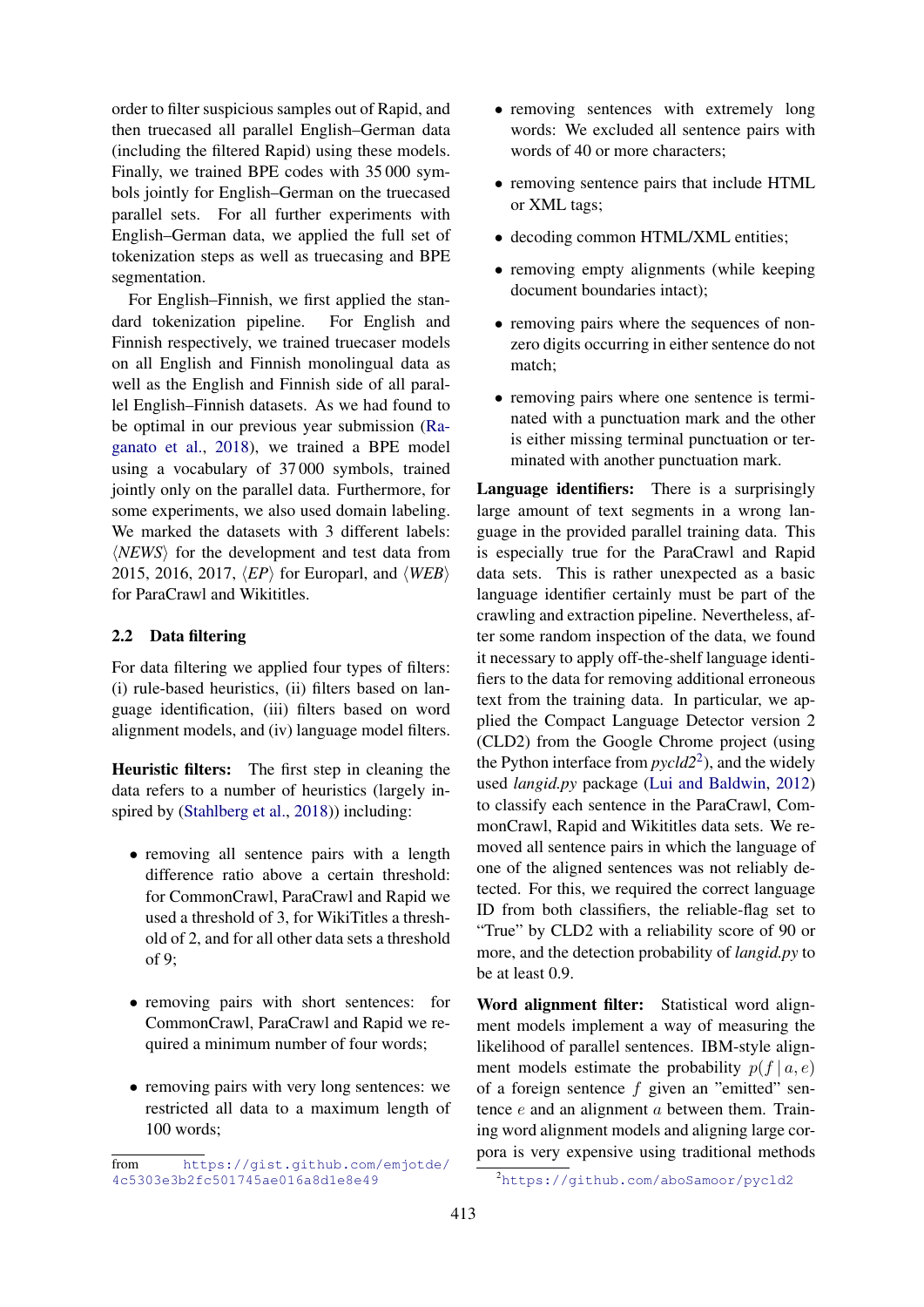order to filter suspicious samples out of Rapid, and then truecased all parallel English–German data (including the filtered Rapid) using these models. Finally, we trained BPE codes with 35 000 symbols jointly for English–German on the truecased parallel sets. For all further experiments with English–German data, we applied the full set of tokenization steps as well as truecasing and BPE segmentation.

For English–Finnish, we first applied the standard tokenization pipeline. For English and Finnish respectively, we trained truecaser models on all English and Finnish monolingual data as well as the English and Finnish side of all parallel English–Finnish datasets. As we had found to be optimal in our previous year submission (Raganato et al., 2018), we trained a BPE model using a vocabulary of 37 000 symbols, trained jointly only on the parallel data. Furthermore, for some experiments, we also used domain labeling. We marked the datasets with 3 different labels: ⟨*NEWS*⟩ for the development and test data from 2015, 2016, 2017, ⟨*EP*⟩ for Europarl, and ⟨*WEB*⟩ for ParaCrawl and Wikititles.

## 2.2 Data filtering

For data filtering we applied four types of filters: (i) rule-based heuristics, (ii) filters based on language identification, (iii) filters based on word alignment models, and (iv) language model filters.

**Heuristic filters:** The first step in cleaning the data refers to a number of heuristics (largely inspired by (Stahlberg et al., 2018)) including:

- removing all sentence pairs with a length difference ratio above a certain threshold: for CommonCrawl, ParaCrawl and Rapid we used a threshold of 3, for WikiTitles a threshold of 2, and for all other data sets a threshold of 9;
- removing pairs with short sentences: for CommonCrawl, ParaCrawl and Rapid we required a minimum number of four words;
- removing pairs with very long sentences: we restricted all data to a maximum length of 100 words;
- removing sentences with extremely long words: We excluded all sentence pairs with words of 40 or more characters;
- removing sentence pairs that include HTML or XML tags;
- decoding common HTML/XML entities;
- removing empty alignments (while keeping document boundaries intact);
- removing pairs where the sequences of non-zero digits occurring in either sentence do not match;
- removing pairs where one sentence is terminated with a punctuation mark and the other is either missing terminal punctuation or terminated with another punctuation mark.

**Language identifiers:** There is a surprisingly large amount of text segments in a wrong language in the provided parallel training data. This is especially true for the ParaCrawl and Rapid data sets. This is rather unexpected as a basic language identifier certainly must be part of the crawling and extraction pipeline. Nevertheless, after some random inspection of the data, we found it necessary to apply off-the-shelf language identifiers to the data for removing additional erroneous text from the training data. In particular, we applied the Compact Language Detector version 2 (CLD2) from the Google Chrome project (using the Python interface from *pycld2*[2]), and the widely used *langid.py* package (Lui and Baldwin, 2012) to classify each sentence in the ParaCrawl, CommonCrawl, Rapid and Wikititles data sets. We removed all sentence pairs in which the language of one of the aligned sentences was not reliably detected. For this, we required the correct language ID from both classifiers, the reliable-flag set to "True" by CLD2 with a reliability score of 90 or more, and the detection probability of *langid.py* to be at least 0.9.

**Word alignment filter:** Statistical word alignment models implement a way of measuring the likelihood of parallel sentences. IBM-style alignment models estimate the probability $p(f \mid a, e)$ of a foreign sentence $f$ given an "emitted" sentence $e$ and an alignment $a$ between them. Training word alignment models and aligning large corpora is very expensive using traditional methods

from https://gist.github.com/emjotde/4c5303e3b2fc501745ae016a8d1e8e49

[2]https://github.com/aboSamoor/pycld2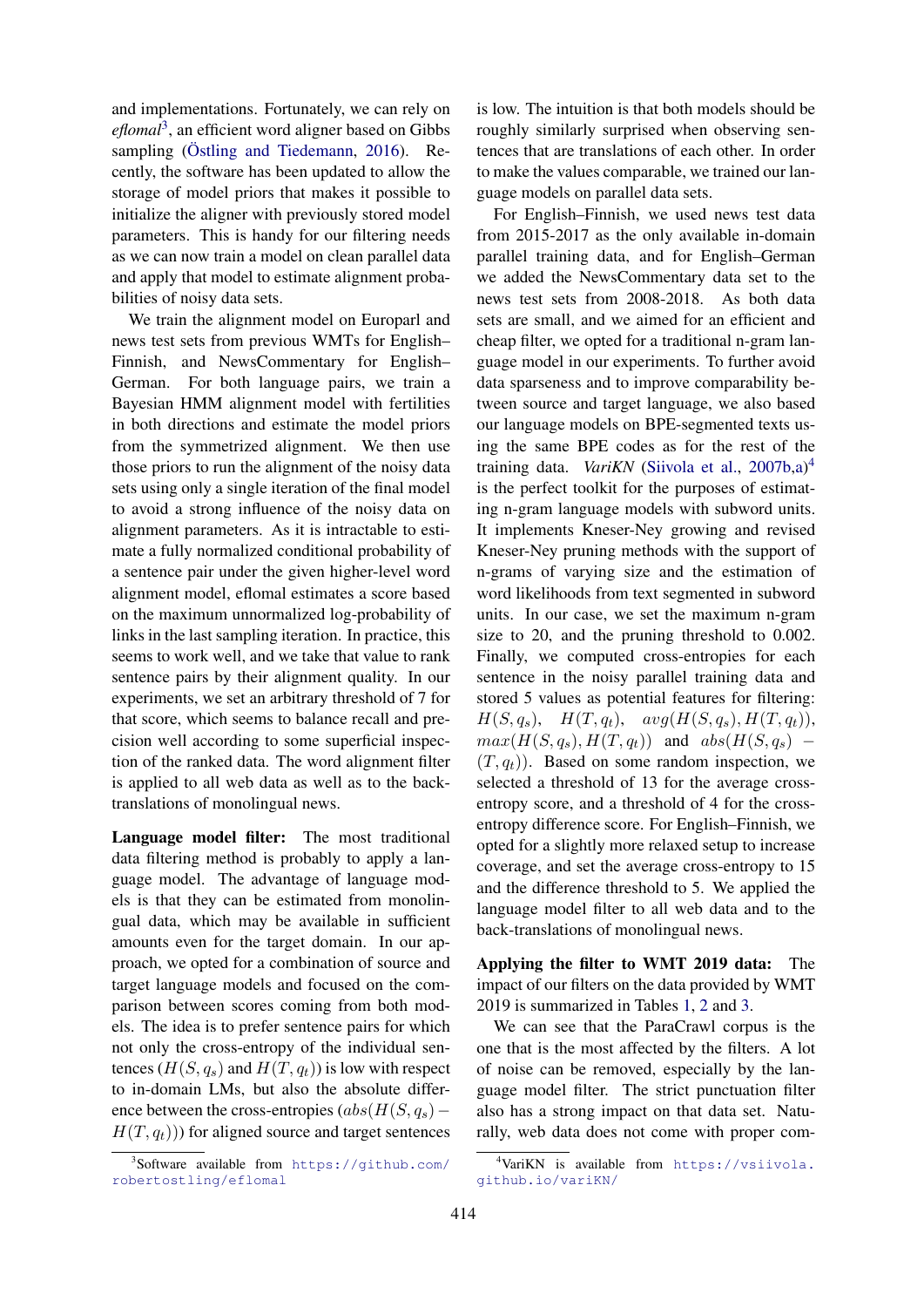and implementations. Fortunately, we can rely on *eflomal*[3], an efficient word aligner based on Gibbs sampling (Östling and Tiedemann, 2016). Recently, the software has been updated to allow the storage of model priors that makes it possible to initialize the aligner with previously stored model parameters. This is handy for our filtering needs as we can now train a model on clean parallel data and apply that model to estimate alignment probabilities of noisy data sets.

We train the alignment model on Europarl and news test sets from previous WMTs for English–Finnish, and NewsCommentary for English–German. For both language pairs, we train a Bayesian HMM alignment model with fertilities in both directions and estimate the model priors from the symmetrized alignment. We then use those priors to run the alignment of the noisy data sets using only a single iteration of the final model to avoid a strong influence of the noisy data on alignment parameters. As it is intractable to estimate a fully normalized conditional probability of a sentence pair under the given higher-level word alignment model, eflomal estimates a score based on the maximum unnormalized log-probability of links in the last sampling iteration. In practice, this seems to work well, and we take that value to rank sentence pairs by their alignment quality. In our experiments, we set an arbitrary threshold of 7 for that score, which seems to balance recall and precision well according to some superficial inspection of the ranked data. The word alignment filter is applied to all web data as well as to the back-translations of monolingual news.

**Language model filter:** The most traditional data filtering method is probably to apply a language model. The advantage of language models is that they can be estimated from monolingual data, which may be available in sufficient amounts even for the target domain. In our approach, we opted for a combination of source and target language models and focused on the comparison between scores coming from both models. The idea is to prefer sentence pairs for which not only the cross-entropy of the individual sentences ($H(S, q_s)$ and $H(T, q_t)$) is low with respect to in-domain LMs, but also the absolute difference between the cross-entropies ($abs(H(S, q_s) - H(T, q_t))$) for aligned source and target sentences is low. The intuition is that both models should be roughly similarly surprised when observing sentences that are translations of each other. In order to make the values comparable, we trained our language models on parallel data sets.

For English–Finnish, we used news test data from 2015-2017 as the only available in-domain parallel training data, and for English–German we added the NewsCommentary data set to the news test sets from 2008-2018. As both data sets are small, and we aimed for an efficient and cheap filter, we opted for a traditional n-gram language model in our experiments. To further avoid data sparseness and to improve comparability between source and target language, we also based our language models on BPE-segmented texts using the same BPE codes as for the rest of the training data. *VariKN* (Siivola et al., 2007b,a)[4] is the perfect toolkit for the purposes of estimating n-gram language models with subword units. It implements Kneser-Ney growing and revised Kneser-Ney pruning methods with the support of n-grams of varying size and the estimation of word likelihoods from text segmented in subword units. In our case, we set the maximum n-gram size to 20, and the pruning threshold to 0.002. Finally, we computed cross-entropies for each sentence in the noisy parallel training data and stored 5 values as potential features for filtering: $H(S, q_s)$, $H(T, q_t)$, $avg(H(S, q_s), H(T, q_t))$, $max(H(S, q_s), H(T, q_t))$ and $abs(H(S, q_s) - (T, q_t))$. Based on some random inspection, we selected a threshold of 13 for the average cross-entropy score, and a threshold of 4 for the cross-entropy difference score. For English–Finnish, we opted for a slightly more relaxed setup to increase coverage, and set the average cross-entropy to 15 and the difference threshold to 5. We applied the language model filter to all web data and to the back-translations of monolingual news.

**Applying the filter to WMT 2019 data:** The impact of our filters on the data provided by WMT 2019 is summarized in Tables 1, 2 and 3.

We can see that the ParaCrawl corpus is the one that is the most affected by the filters. A lot of noise can be removed, especially by the language model filter. The strict punctuation filter also has a strong impact on that data set. Naturally, web data does not come with proper com-

[3] Software available from https://github.com/robertostling/eflomal

[4] VariKN is available from https://vsiivola.github.io/variKN/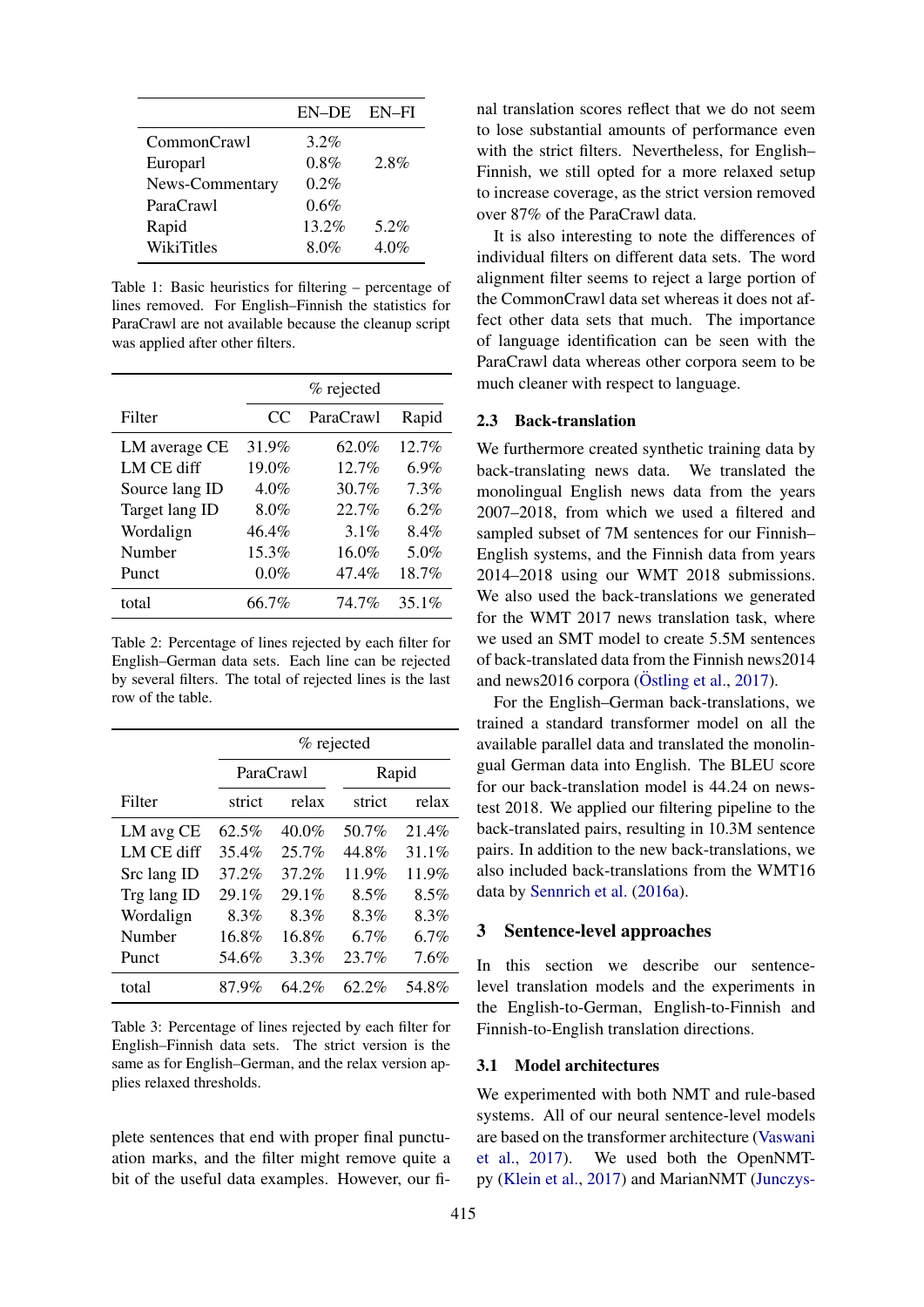| | EN–DE | EN–FI |
|---|---|---|
| CommonCrawl | 3.2% | |
| Europarl | 0.8% | 2.8% |
| News-Commentary | 0.2% | |
| ParaCrawl | 0.6% | |
| Rapid | 13.2% | 5.2% |
| WikiTitles | 8.0% | 4.0% |

Table 1: Basic heuristics for filtering – percentage of lines removed. For English–Finnish the statistics for ParaCrawl are not available because the cleanup script was applied after other filters.

| | % rejected | | |
|---|---|---|---|
| Filter | CC | ParaCrawl | Rapid |
| LM average CE | 31.9% | 62.0% | 12.7% |
| LM CE diff | 19.0% | 12.7% | 6.9% |
| Source lang ID | 4.0% | 30.7% | 7.3% |
| Target lang ID | 8.0% | 22.7% | 6.2% |
| Wordalign | 46.4% | 3.1% | 8.4% |
| Number | 15.3% | 16.0% | 5.0% |
| Punct | 0.0% | 47.4% | 18.7% |
| total | 66.7% | 74.7% | 35.1% |

Table 2: Percentage of lines rejected by each filter for English–German data sets. Each line can be rejected by several filters. The total of rejected lines is the last row of the table.

| | % rejected | | | |
|---|---|---|---|---|
| | ParaCrawl | | Rapid | |
| Filter | strict | relax | strict | relax |
| LM avg CE | 62.5% | 40.0% | 50.7% | 21.4% |
| LM CE diff | 35.4% | 25.7% | 44.8% | 31.1% |
| Src lang ID | 37.2% | 37.2% | 11.9% | 11.9% |
| Trg lang ID | 29.1% | 29.1% | 8.5% | 8.5% |
| Wordalign | 8.3% | 8.3% | 8.3% | 8.3% |
| Number | 16.8% | 16.8% | 6.7% | 6.7% |
| Punct | 54.6% | 3.3% | 23.7% | 7.6% |
| total | 87.9% | 64.2% | 62.2% | 54.8% |

Table 3: Percentage of lines rejected by each filter for English–Finnish data sets. The strict version is the same as for English–German, and the relax version applies relaxed thresholds.

plete sentences that end with proper final punctuation marks, and the filter might remove quite a bit of the useful data examples. However, our final translation scores reflect that we do not seem to lose substantial amounts of performance even with the strict filters. Nevertheless, for English–Finnish, we still opted for a more relaxed setup to increase coverage, as the strict version removed over 87% of the ParaCrawl data.

It is also interesting to note the differences of individual filters on different data sets. The word alignment filter seems to reject a large portion of the CommonCrawl data set whereas it does not affect other data sets that much. The importance of language identification can be seen with the ParaCrawl data whereas other corpora seem to be much cleaner with respect to language.

### 2.3 Back-translation

We furthermore created synthetic training data by back-translating news data. We translated the monolingual English news data from the years 2007–2018, from which we used a filtered and sampled subset of 7M sentences for our Finnish–English systems, and the Finnish data from years 2014–2018 using our WMT 2018 submissions. We also used the back-translations we generated for the WMT 2017 news translation task, where we used an SMT model to create 5.5M sentences of back-translated data from the Finnish news2014 and news2016 corpora (Östling et al., 2017).

For the English–German back-translations, we trained a standard transformer model on all the available parallel data and translated the monolingual German data into English. The BLEU score for our back-translation model is 44.24 on newstest 2018. We applied our filtering pipeline to the back-translated pairs, resulting in 10.3M sentence pairs. In addition to the new back-translations, we also included back-translations from the WMT16 data by Sennrich et al. (2016a).

## 3 Sentence-level approaches

In this section we describe our sentence-level translation models and the experiments in the English-to-German, English-to-Finnish and Finnish-to-English translation directions.

### 3.1 Model architectures

We experimented with both NMT and rule-based systems. All of our neural sentence-level models are based on the transformer architecture (Vaswani et al., 2017). We used both the OpenNMT-py (Klein et al., 2017) and MarianNMT (Junczys-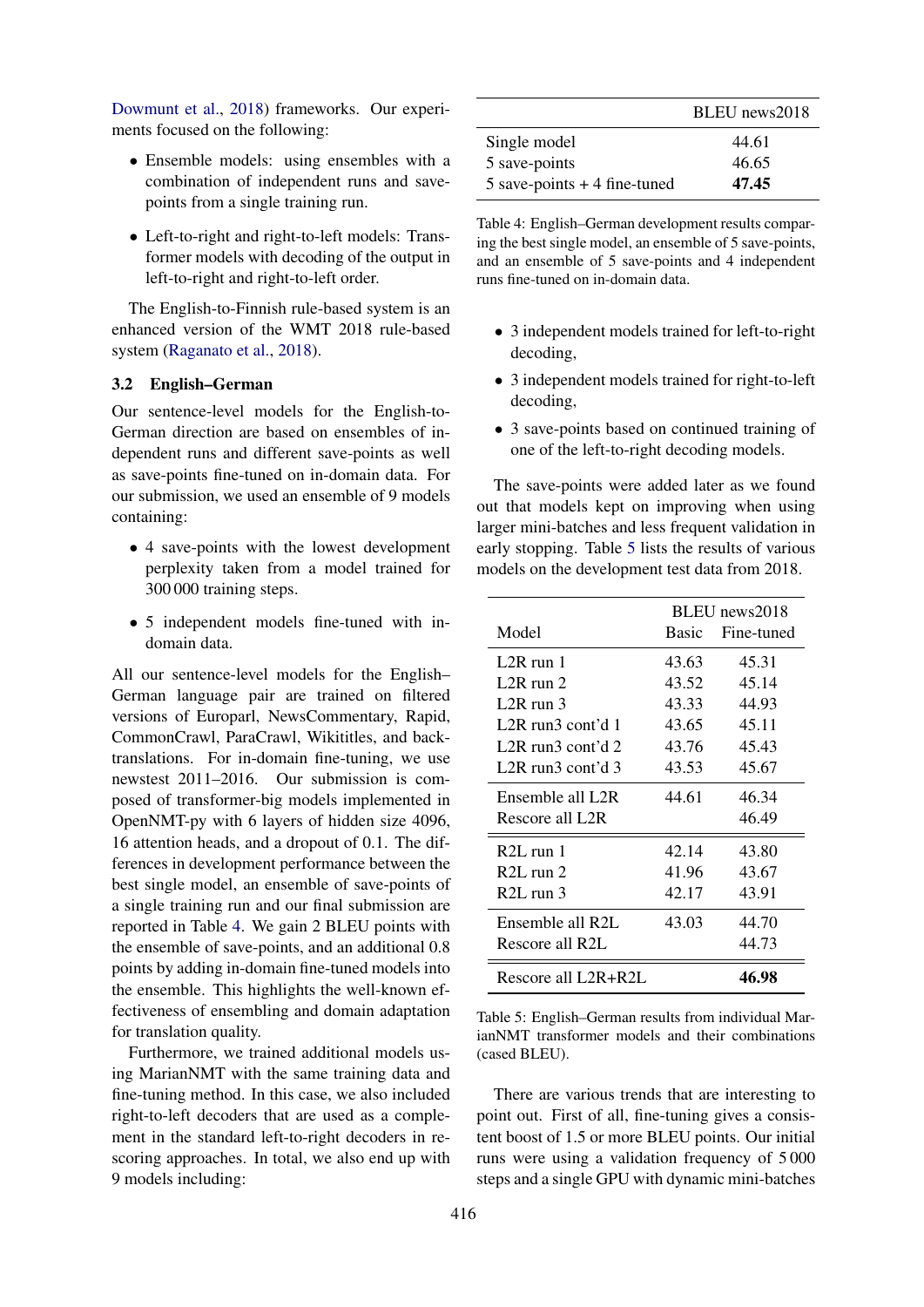Dowmunt et al., 2018) frameworks. Our experiments focused on the following:

- Ensemble models: using ensembles with a combination of independent runs and save-points from a single training run.
- Left-to-right and right-to-left models: Transformer models with decoding of the output in left-to-right and right-to-left order.

The English-to-Finnish rule-based system is an enhanced version of the WMT 2018 rule-based system (Raganato et al., 2018).

### 3.2 English–German

Our sentence-level models for the English-to-German direction are based on ensembles of independent runs and different save-points as well as save-points fine-tuned on in-domain data. For our submission, we used an ensemble of 9 models containing:

- 4 save-points with the lowest development perplexity taken from a model trained for 300 000 training steps.
- 5 independent models fine-tuned with in-domain data.

All our sentence-level models for the English–German language pair are trained on filtered versions of Europarl, NewsCommentary, Rapid, CommonCrawl, ParaCrawl, Wikititles, and back-translations. For in-domain fine-tuning, we use newstest 2011–2016. Our submission is composed of transformer-big models implemented in OpenNMT-py with 6 layers of hidden size 4096, 16 attention heads, and a dropout of 0.1. The differences in development performance between the best single model, an ensemble of save-points of a single training run and our final submission are reported in Table 4. We gain 2 BLEU points with the ensemble of save-points, and an additional 0.8 points by adding in-domain fine-tuned models into the ensemble. This highlights the well-known effectiveness of ensembling and domain adaptation for translation quality.

Furthermore, we trained additional models using MarianNMT with the same training data and fine-tuning method. In this case, we also included right-to-left decoders that are used as a complement in the standard left-to-right decoders in rescoring approaches. In total, we also end up with 9 models including:

| | BLEU news2018 |
|---|---|
| Single model | 44.61 |
| 5 save-points | 46.65 |
| 5 save-points + 4 fine-tuned | **47.45** |

Table 4: English–German development results comparing the best single model, an ensemble of 5 save-points, and an ensemble of 5 save-points and 4 independent runs fine-tuned on in-domain data.

- 3 independent models trained for left-to-right decoding,
- 3 independent models trained for right-to-left decoding,
- 3 save-points based on continued training of one of the left-to-right decoding models.

The save-points were added later as we found out that models kept on improving when using larger mini-batches and less frequent validation in early stopping. Table 5 lists the results of various models on the development test data from 2018.

| Model | BLEU news2018 Basic | BLEU news2018 Fine-tuned |
|---|---|---|
| L2R run 1 | 43.63 | 45.31 |
| L2R run 2 | 43.52 | 45.14 |
| L2R run 3 | 43.33 | 44.93 |
| L2R run3 cont'd 1 | 43.65 | 45.11 |
| L2R run3 cont'd 2 | 43.76 | 45.43 |
| L2R run3 cont'd 3 | 43.53 | 45.67 |
| Ensemble all L2R | 44.61 | 46.34 |
| Rescore all L2R | | 46.49 |
| R2L run 1 | 42.14 | 43.80 |
| R2L run 2 | 41.96 | 43.67 |
| R2L run 3 | 42.17 | 43.91 |
| Ensemble all R2L | 43.03 | 44.70 |
| Rescore all R2L | | 44.73 |
| Rescore all L2R+R2L | | **46.98** |

Table 5: English–German results from individual MarianNMT transformer models and their combinations (cased BLEU).

There are various trends that are interesting to point out. First of all, fine-tuning gives a consistent boost of 1.5 or more BLEU points. Our initial runs were using a validation frequency of 5 000 steps and a single GPU with dynamic mini-batches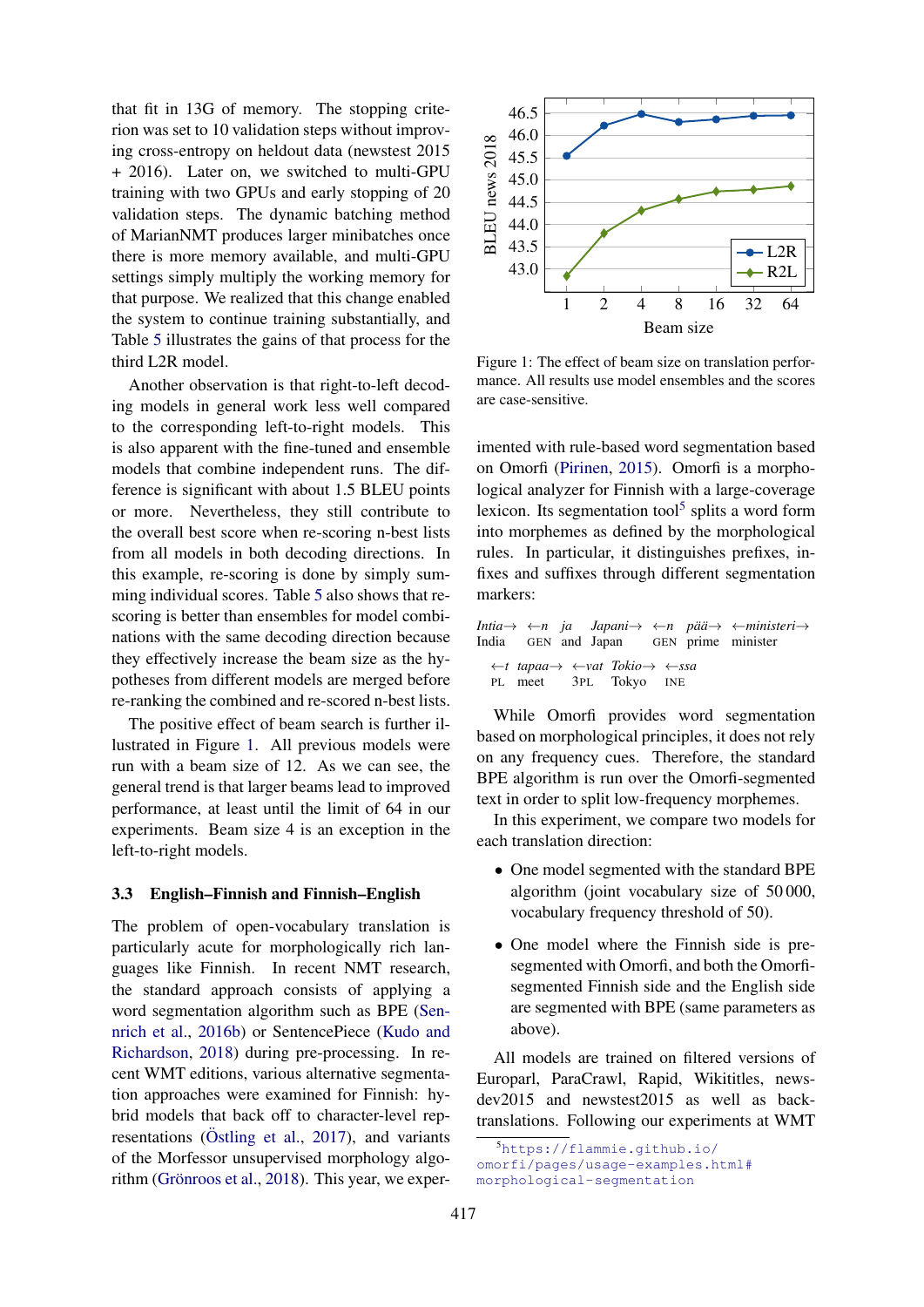that fit in 13G of memory. The stopping criterion was set to 10 validation steps without improving cross-entropy on heldout data (newstest 2015 + 2016). Later on, we switched to multi-GPU training with two GPUs and early stopping of 20 validation steps. The dynamic batching method of MarianNMT produces larger minibatches once there is more memory available, and multi-GPU settings simply multiply the working memory for that purpose. We realized that this change enabled the system to continue training substantially, and Table 5 illustrates the gains of that process for the third L2R model.

Another observation is that right-to-left decoding models in general work less well compared to the corresponding left-to-right models. This is also apparent with the fine-tuned and ensemble models that combine independent runs. The difference is significant with about 1.5 BLEU points or more. Nevertheless, they still contribute to the overall best score when re-scoring n-best lists from all models in both decoding directions. In this example, re-scoring is done by simply summing individual scores. Table 5 also shows that re-scoring is better than ensembles for model combinations with the same decoding direction because they effectively increase the beam size as the hypotheses from different models are merged before re-ranking the combined and re-scored n-best lists.

The positive effect of beam search is further illustrated in Figure 1. All previous models were run with a beam size of 12. As we can see, the general trend is that larger beams lead to improved performance, at least until the limit of 64 in our experiments. Beam size 4 is an exception in the left-to-right models.

Figure 1: The effect of beam size on translation performance. All results use model ensembles and the scores are case-sensitive.

### 3.3 English–Finnish and Finnish–English

The problem of open-vocabulary translation is particularly acute for morphologically rich languages like Finnish. In recent NMT research, the standard approach consists of applying a word segmentation algorithm such as BPE (Sennrich et al., 2016b) or SentencePiece (Kudo and Richardson, 2018) during pre-processing. In recent WMT editions, various alternative segmentation approaches were examined for Finnish: hybrid models that back off to character-level representations (Östling et al., 2017), and variants of the Morfessor unsupervised morphology algorithm (Grönroos et al., 2018). This year, we experimented with rule-based word segmentation based on Omorfi (Pirinen, 2015). Omorfi is a morphological analyzer for Finnish with a large-coverage lexicon. Its segmentation tool[5] splits a word form into morphemes as defined by the morphological rules. In particular, it distinguishes prefixes, infixes and suffixes through different segmentation markers:

| *Intia→* | *←n* | *ja* | *Japani→* | *←n* | *pää→* | *←ministeri→* |
|---|---|---|---|---|---|---|
| India | GEN | and | Japan | GEN | prime | minister |

| *←t* | *tapaa→* | *←vat* | *Tokio→* | *←ssa* |
|---|---|---|---|---|
| PL | meet | 3PL | Tokyo | INE |

While Omorfi provides word segmentation based on morphological principles, it does not rely on any frequency cues. Therefore, the standard BPE algorithm is run over the Omorfi-segmented text in order to split low-frequency morphemes.

In this experiment, we compare two models for each translation direction:

- One model segmented with the standard BPE algorithm (joint vocabulary size of 50 000, vocabulary frequency threshold of 50).
- One model where the Finnish side is pre-segmented with Omorfi, and both the Omorfi-segmented Finnish side and the English side are segmented with BPE (same parameters as above).

All models are trained on filtered versions of Europarl, ParaCrawl, Rapid, Wikititles, newsdev2015 and newstest2015 as well as back-translations. Following our experiments at WMT

[5] https://flammie.github.io/omorfi/pages/usage-examples.html#morphological-segmentation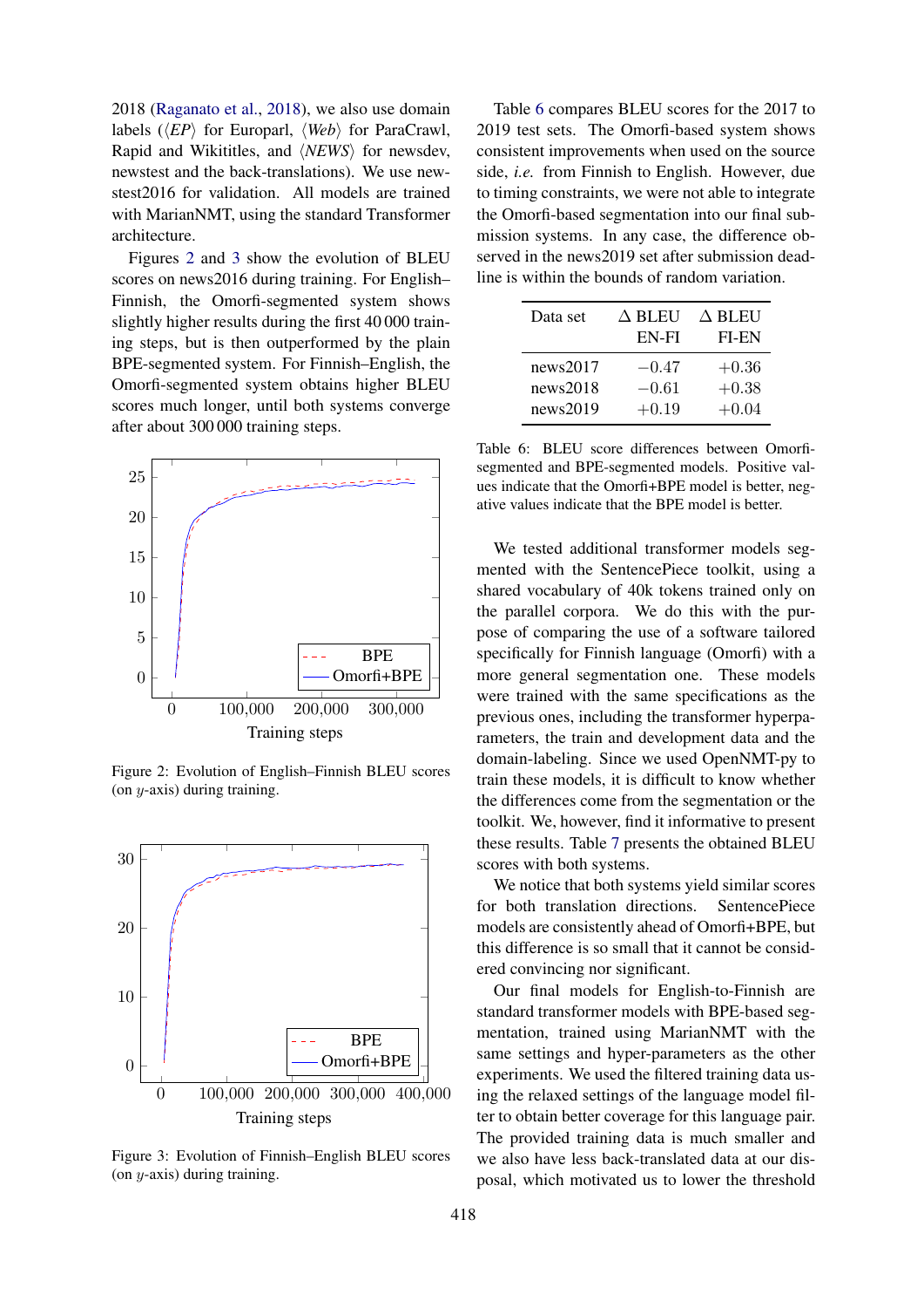2018 (Raganato et al., 2018), we also use domain labels (⟨*EP*⟩ for Europarl, ⟨*Web*⟩ for ParaCrawl, Rapid and Wikititles, and ⟨*NEWS*⟩ for newsdev, newstest and the back-translations). We use newstest2016 for validation. All models are trained with MarianNMT, using the standard Transformer architecture.

Figures 2 and 3 show the evolution of BLEU scores on news2016 during training. For English–Finnish, the Omorfi-segmented system shows slightly higher results during the first 40 000 training steps, but is then outperformed by the plain BPE-segmented system. For Finnish–English, the Omorfi-segmented system obtains higher BLEU scores much longer, until both systems converge after about 300 000 training steps.

Figure 2: Evolution of English–Finnish BLEU scores (on $y$-axis) during training.

Figure 3: Evolution of Finnish–English BLEU scores (on $y$-axis) during training.

Table 6 compares BLEU scores for the 2017 to 2019 test sets. The Omorfi-based system shows consistent improvements when used on the source side, *i.e.* from Finnish to English. However, due to timing constraints, we were not able to integrate the Omorfi-based segmentation into our final submission systems. In any case, the difference observed in the news2019 set after submission deadline is within the bounds of random variation.

| Data set | Δ BLEU EN-FI | Δ BLEU FI-EN |
|---|---|---|
| news2017 | −0.47 | +0.36 |
| news2018 | −0.61 | +0.38 |
| news2019 | +0.19 | +0.04 |

Table 6: BLEU score differences between Omorfi-segmented and BPE-segmented models. Positive values indicate that the Omorfi+BPE model is better, negative values indicate that the BPE model is better.

We tested additional transformer models segmented with the SentencePiece toolkit, using a shared vocabulary of 40k tokens trained only on the parallel corpora. We do this with the purpose of comparing the use of a software tailored specifically for Finnish language (Omorfi) with a more general segmentation one. These models were trained with the same specifications as the previous ones, including the transformer hyperparameters, the train and development data and the domain-labeling. Since we used OpenNMT-py to train these models, it is difficult to know whether the differences come from the segmentation or the toolkit. We, however, find it informative to present these results. Table 7 presents the obtained BLEU scores with both systems.

We notice that both systems yield similar scores for both translation directions. SentencePiece models are consistently ahead of Omorfi+BPE, but this difference is so small that it cannot be considered convincing nor significant.

Our final models for English-to-Finnish are standard transformer models with BPE-based segmentation, trained using MarianNMT with the same settings and hyper-parameters as the other experiments. We used the filtered training data using the relaxed settings of the language model filter to obtain better coverage for this language pair. The provided training data is much smaller and we also have less back-translated data at our disposal, which motivated us to lower the threshold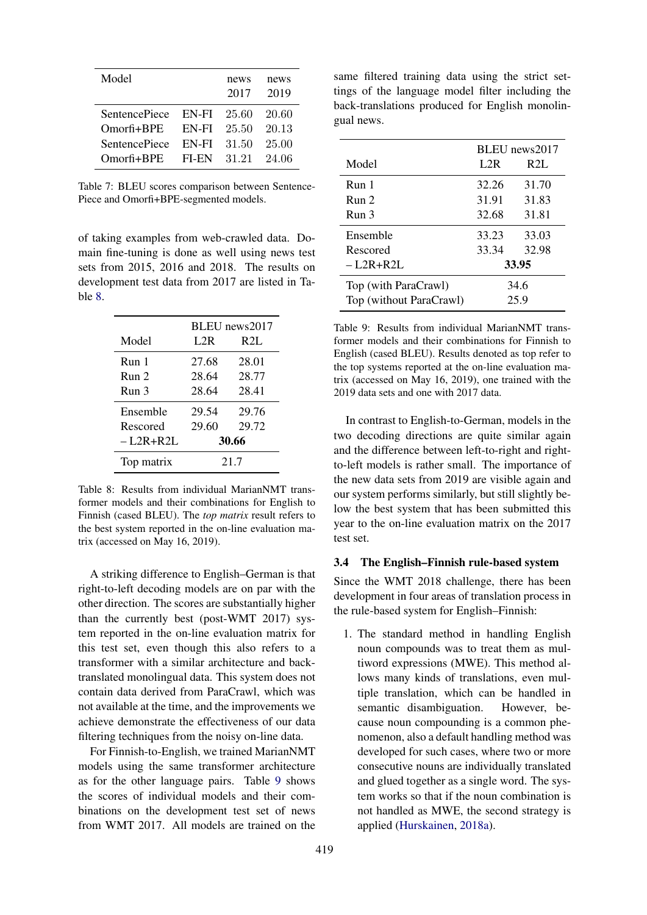| Model | | news 2017 | news 2019 |
|---|---|---|---|
| SentencePiece | EN-FI | 25.60 | 20.60 |
| Omorfi+BPE | EN-FI | 25.50 | 20.13 |
| SentencePiece | EN-FI | 31.50 | 25.00 |
| Omorfi+BPE | FI-EN | 31.21 | 24.06 |

Table 7: BLEU scores comparison between SentencePiece and Omorfi+BPE-segmented models.

of taking examples from web-crawled data. Domain fine-tuning is done as well using news test sets from 2015, 2016 and 2018. The results on development test data from 2017 are listed in Table 8.

| | BLEU news2017 | |
|---|---|---|
| Model | L2R | R2L |
| Run 1 | 27.68 | 28.01 |
| Run 2 | 28.64 | 28.77 |
| Run 3 | 28.64 | 28.41 |
| Ensemble | 29.54 | 29.76 |
| Rescored | 29.60 | 29.72 |
| – L2R+R2L | **30.66** | |
| Top matrix | 21.7 | |

Table 8: Results from individual MarianNMT transformer models and their combinations for English to Finnish (cased BLEU). The *top matrix* result refers to the best system reported in the on-line evaluation matrix (accessed on May 16, 2019).

A striking difference to English–German is that right-to-left decoding models are on par with the other direction. The scores are substantially higher than the currently best (post-WMT 2017) system reported in the on-line evaluation matrix for this test set, even though this also refers to a transformer with a similar architecture and back-translated monolingual data. This system does not contain data derived from ParaCrawl, which was not available at the time, and the improvements we achieve demonstrate the effectiveness of our data filtering techniques from the noisy on-line data.

For Finnish-to-English, we trained MarianNMT models using the same transformer architecture as for the other language pairs. Table 9 shows the scores of individual models and their combinations on the development test set of news from WMT 2017. All models are trained on the same filtered training data using the strict settings of the language model filter including the back-translations produced for English monolingual news.

| | BLEU news2017 | |
|---|---|---|
| Model | L2R | R2L |
| Run 1 | 32.26 | 31.70 |
| Run 2 | 31.91 | 31.83 |
| Run 3 | 32.68 | 31.81 |
| Ensemble | 33.23 | 33.03 |
| Rescored | 33.34 | 32.98 |
| – L2R+R2L | **33.95** | |
| Top (with ParaCrawl) | 34.6 | |
| Top (without ParaCrawl) | 25.9 | |

Table 9: Results from individual MarianNMT transformer models and their combinations for Finnish to English (cased BLEU). Results denoted as top refer to the top systems reported at the on-line evaluation matrix (accessed on May 16, 2019), one trained with the 2019 data sets and one with 2017 data.

In contrast to English-to-German, models in the two decoding directions are quite similar again and the difference between left-to-right and right-to-left models is rather small. The importance of the new data sets from 2019 are visible again and our system performs similarly, but still slightly below the best system that has been submitted this year to the on-line evaluation matrix on the 2017 test set.

### 3.4 The English–Finnish rule-based system

Since the WMT 2018 challenge, there has been development in four areas of translation process in the rule-based system for English–Finnish:

1. The standard method in handling English noun compounds was to treat them as multiword expressions (MWE). This method allows many kinds of translations, even multiple translation, which can be handled in semantic disambiguation. However, because noun compounding is a common phenomenon, also a default handling method was developed for such cases, where two or more consecutive nouns are individually translated and glued together as a single word. The system works so that if the noun combination is not handled as MWE, the second strategy is applied (Hurskainen, 2018a).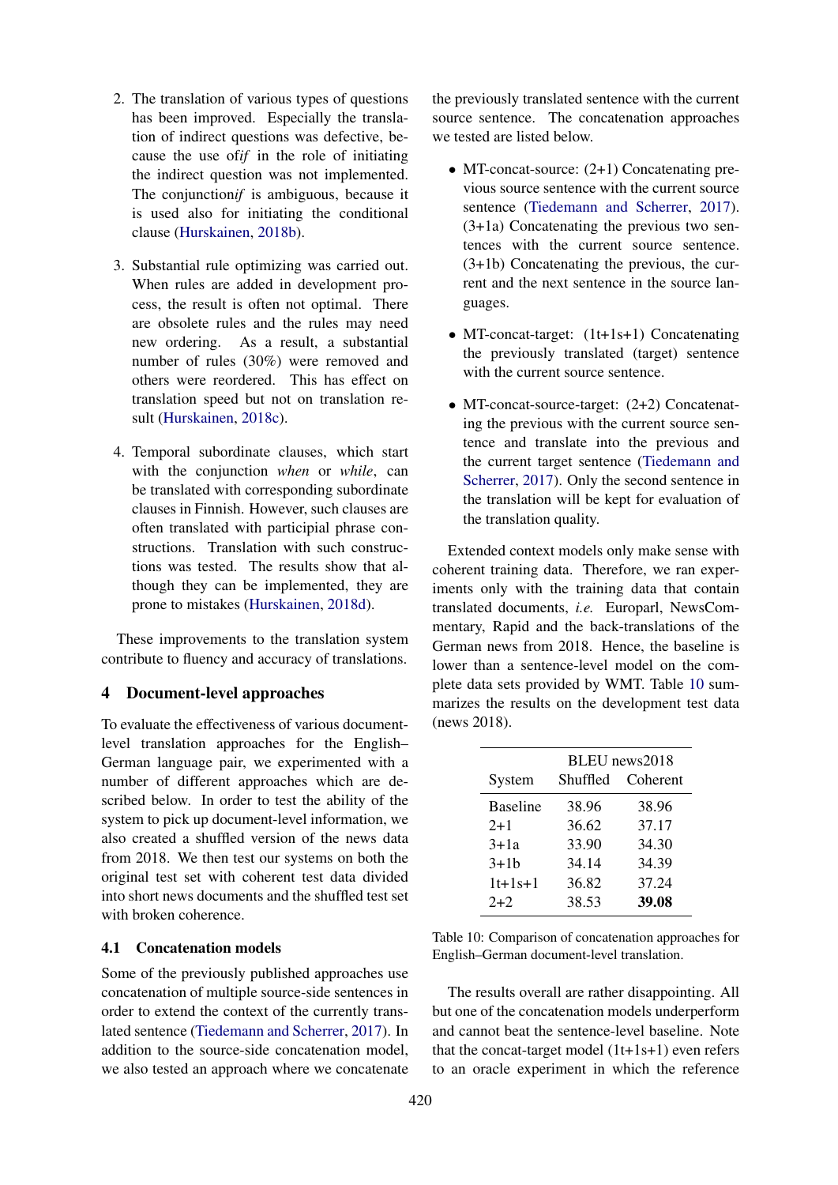2. The translation of various types of questions has been improved. Especially the translation of indirect questions was defective, because the use of *if* in the role of initiating the indirect question was not implemented. The conjunction *if* is ambiguous, because it is used also for initiating the conditional clause (Hurskainen, 2018b).

3. Substantial rule optimizing was carried out. When rules are added in development process, the result is often not optimal. There are obsolete rules and the rules may need new ordering. As a result, a substantial number of rules (30%) were removed and others were reordered. This has effect on translation speed but not on translation result (Hurskainen, 2018c).

4. Temporal subordinate clauses, which start with the conjunction *when* or *while*, can be translated with corresponding subordinate clauses in Finnish. However, such clauses are often translated with participial phrase constructions. Translation with such constructions was tested. The results show that although they can be implemented, they are prone to mistakes (Hurskainen, 2018d).

These improvements to the translation system contribute to fluency and accuracy of translations.

## 4 Document-level approaches

To evaluate the effectiveness of various document-level translation approaches for the English–German language pair, we experimented with a number of different approaches which are described below. In order to test the ability of the system to pick up document-level information, we also created a shuffled version of the news data from 2018. We then test our systems on both the original test set with coherent test data divided into short news documents and the shuffled test set with broken coherence.

### 4.1 Concatenation models

Some of the previously published approaches use concatenation of multiple source-side sentences in order to extend the context of the currently translated sentence (Tiedemann and Scherrer, 2017). In addition to the source-side concatenation model, we also tested an approach where we concatenate the previously translated sentence with the current source sentence. The concatenation approaches we tested are listed below.

- MT-concat-source: (2+1) Concatenating previous source sentence with the current source sentence (Tiedemann and Scherrer, 2017). (3+1a) Concatenating the previous two sentences with the current source sentence. (3+1b) Concatenating the previous, the current and the next sentence in the source languages.

- MT-concat-target: (1t+1s+1) Concatenating the previously translated (target) sentence with the current source sentence.

- MT-concat-source-target: (2+2) Concatenating the previous with the current source sentence and translate into the previous and the current target sentence (Tiedemann and Scherrer, 2017). Only the second sentence in the translation will be kept for evaluation of the translation quality.

Extended context models only make sense with coherent training data. Therefore, we ran experiments only with the training data that contain translated documents, *i.e.* Europarl, NewsCommentary, Rapid and the back-translations of the German news from 2018. Hence, the baseline is lower than a sentence-level model on the complete data sets provided by WMT. Table 10 summarizes the results on the development test data (news 2018).

| | BLEU news2018 | |
|---|---|---|
| System | Shuffled | Coherent |
| Baseline | 38.96 | 38.96 |
| 2+1 | 36.62 | 37.17 |
| 3+1a | 33.90 | 34.30 |
| 3+1b | 34.14 | 34.39 |
| 1t+1s+1 | 36.82 | 37.24 |
| 2+2 | 38.53 | **39.08** |

Table 10: Comparison of concatenation approaches for English–German document-level translation.

The results overall are rather disappointing. All but one of the concatenation models underperform and cannot beat the sentence-level baseline. Note that the concat-target model (1t+1s+1) even refers to an oracle experiment in which the reference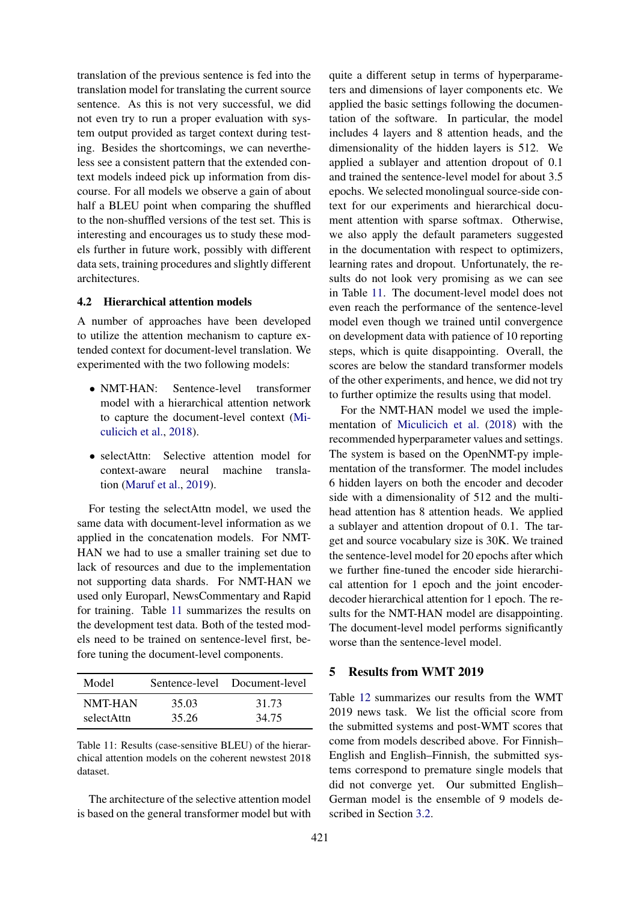translation of the previous sentence is fed into the translation model for translating the current source sentence. As this is not very successful, we did not even try to run a proper evaluation with system output provided as target context during testing. Besides the shortcomings, we can nevertheless see a consistent pattern that the extended context models indeed pick up information from discourse. For all models we observe a gain of about half a BLEU point when comparing the shuffled to the non-shuffled versions of the test set. This is interesting and encourages us to study these models further in future work, possibly with different data sets, training procedures and slightly different architectures.

### 4.2 Hierarchical attention models

A number of approaches have been developed to utilize the attention mechanism to capture extended context for document-level translation. We experimented with the two following models:

- NMT-HAN: Sentence-level transformer model with a hierarchical attention network to capture the document-level context (Miculicich et al., 2018).
- selectAttn: Selective attention model for context-aware neural machine translation (Maruf et al., 2019).

For testing the selectAttn model, we used the same data with document-level information as we applied in the concatenation models. For NMT-HAN we had to use a smaller training set due to lack of resources and due to the implementation not supporting data shards. For NMT-HAN we used only Europarl, NewsCommentary and Rapid for training. Table 11 summarizes the results on the development test data. Both of the tested models need to be trained on sentence-level first, before tuning the document-level components.

| Model | Sentence-level | Document-level |
|---|---|---|
| NMT-HAN | 35.03 | 31.73 |
| selectAttn | 35.26 | 34.75 |

Table 11: Results (case-sensitive BLEU) of the hierarchical attention models on the coherent newstest 2018 dataset.

The architecture of the selective attention model is based on the general transformer model but with quite a different setup in terms of hyperparameters and dimensions of layer components etc. We applied the basic settings following the documentation of the software. In particular, the model includes 4 layers and 8 attention heads, and the dimensionality of the hidden layers is 512. We applied a sublayer and attention dropout of 0.1 and trained the sentence-level model for about 3.5 epochs. We selected monolingual source-side context for our experiments and hierarchical document attention with sparse softmax. Otherwise, we also apply the default parameters suggested in the documentation with respect to optimizers, learning rates and dropout. Unfortunately, the results do not look very promising as we can see in Table 11. The document-level model does not even reach the performance of the sentence-level model even though we trained until convergence on development data with patience of 10 reporting steps, which is quite disappointing. Overall, the scores are below the standard transformer models of the other experiments, and hence, we did not try to further optimize the results using that model.

For the NMT-HAN model we used the implementation of Miculicich et al. (2018) with the recommended hyperparameter values and settings. The system is based on the OpenNMT-py implementation of the transformer. The model includes 6 hidden layers on both the encoder and decoder side with a dimensionality of 512 and the multi-head attention has 8 attention heads. We applied a sublayer and attention dropout of 0.1. The target and source vocabulary size is 30K. We trained the sentence-level model for 20 epochs after which we further fine-tuned the encoder side hierarchical attention for 1 epoch and the joint encoder-decoder hierarchical attention for 1 epoch. The results for the NMT-HAN model are disappointing. The document-level model performs significantly worse than the sentence-level model.

## 5 Results from WMT 2019

Table 12 summarizes our results from the WMT 2019 news task. We list the official score from the submitted systems and post-WMT scores that come from models described above. For Finnish–English and English–Finnish, the submitted systems correspond to premature single models that did not converge yet. Our submitted English–German model is the ensemble of 9 models described in Section 3.2.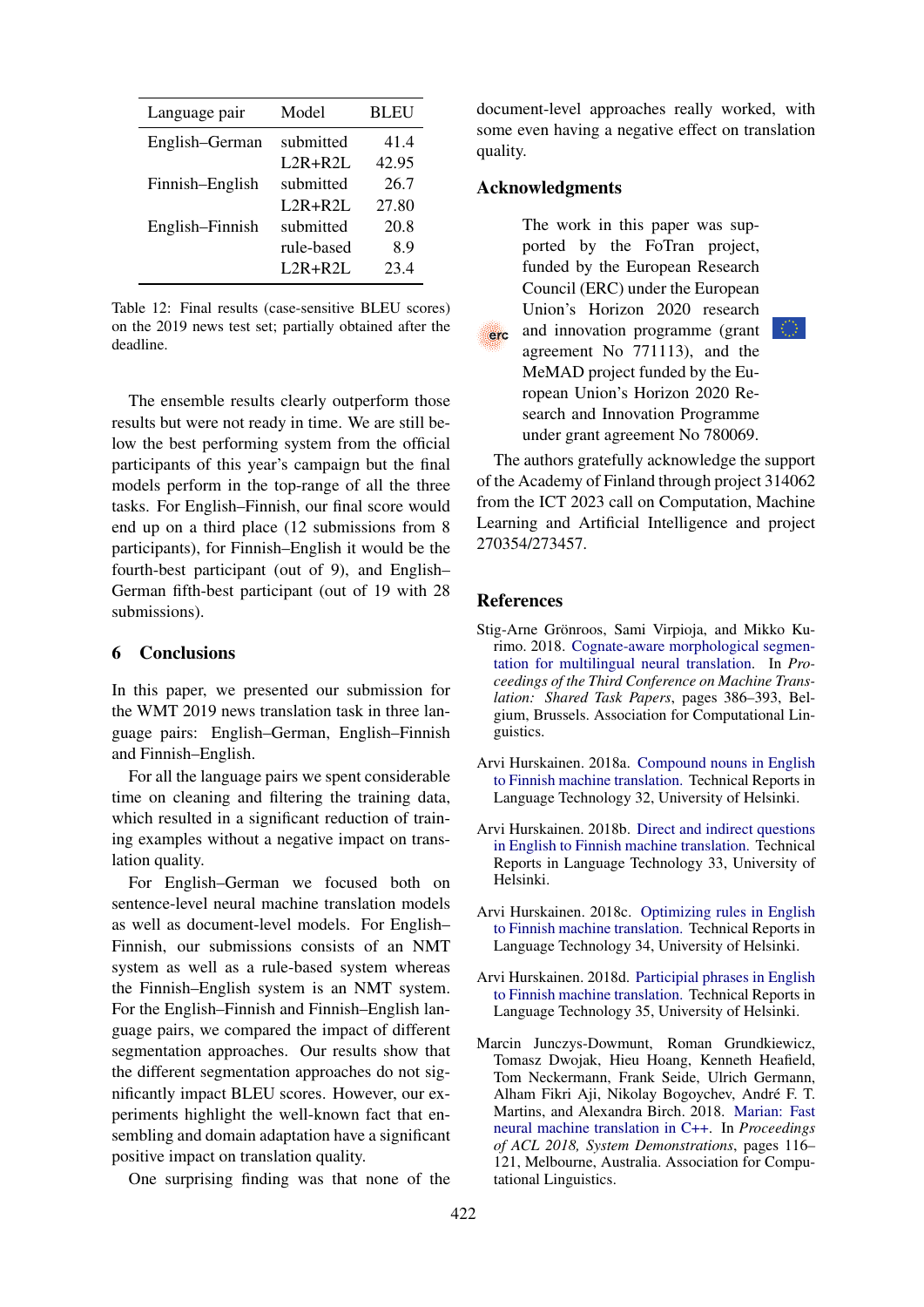| Language pair | Model | BLEU |
|---|---|---|
| English–German | submitted | 41.4 |
| | L2R+R2L | 42.95 |
| Finnish–English | submitted | 26.7 |
| | L2R+R2L | 27.80 |
| English–Finnish | submitted | 20.8 |
| | rule-based | 8.9 |
| | L2R+R2L | 23.4 |

Table 12: Final results (case-sensitive BLEU scores) on the 2019 news test set; partially obtained after the deadline.

The ensemble results clearly outperform those results but were not ready in time. We are still below the best performing system from the official participants of this year's campaign but the final models perform in the top-range of all the three tasks. For English–Finnish, our final score would end up on a third place (12 submissions from 8 participants), for Finnish–English it would be the fourth-best participant (out of 9), and English–German fifth-best participant (out of 19 with 28 submissions).

## 6 Conclusions

In this paper, we presented our submission for the WMT 2019 news translation task in three language pairs: English–German, English–Finnish and Finnish–English.

For all the language pairs we spent considerable time on cleaning and filtering the training data, which resulted in a significant reduction of training examples without a negative impact on translation quality.

For English–German we focused both on sentence-level neural machine translation models as well as document-level models. For English–Finnish, our submissions consists of an NMT system as well as a rule-based system whereas the Finnish–English system is an NMT system. For the English–Finnish and Finnish–English language pairs, we compared the impact of different segmentation approaches. Our results show that the different segmentation approaches do not significantly impact BLEU scores. However, our experiments highlight the well-known fact that ensembling and domain adaptation have a significant positive impact on translation quality.

One surprising finding was that none of the document-level approaches really worked, with some even having a negative effect on translation quality.

## Acknowledgments

The work in this paper was supported by the FoTran project, funded by the European Research Council (ERC) under the European Union's Horizon 2020 research and innovation programme (grant agreement No 771113), and the MeMAD project funded by the European Union's Horizon 2020 Research and Innovation Programme under grant agreement No 780069.

The authors gratefully acknowledge the support of the Academy of Finland through project 314062 from the ICT 2023 call on Computation, Machine Learning and Artificial Intelligence and project 270354/273457.

## References

Stig-Arne Grönroos, Sami Virpioja, and Mikko Kurimo. 2018. Cognate-aware morphological segmentation for multilingual neural translation. In *Proceedings of the Third Conference on Machine Translation: Shared Task Papers*, pages 386–393, Belgium, Brussels. Association for Computational Linguistics.

Arvi Hurskainen. 2018a. Compound nouns in English to Finnish machine translation. Technical Reports in Language Technology 32, University of Helsinki.

Arvi Hurskainen. 2018b. Direct and indirect questions in English to Finnish machine translation. Technical Reports in Language Technology 33, University of Helsinki.

Arvi Hurskainen. 2018c. Optimizing rules in English to Finnish machine translation. Technical Reports in Language Technology 34, University of Helsinki.

Arvi Hurskainen. 2018d. Participial phrases in English to Finnish machine translation. Technical Reports in Language Technology 35, University of Helsinki.

Marcin Junczys-Dowmunt, Roman Grundkiewicz, Tomasz Dwojak, Hieu Hoang, Kenneth Heafield, Tom Neckermann, Frank Seide, Ulrich Germann, Alham Fikri Aji, Nikolay Bogoychev, André F. T. Martins, and Alexandra Birch. 2018. Marian: Fast neural machine translation in C++. In *Proceedings of ACL 2018, System Demonstrations*, pages 116–121, Melbourne, Australia. Association for Computational Linguistics.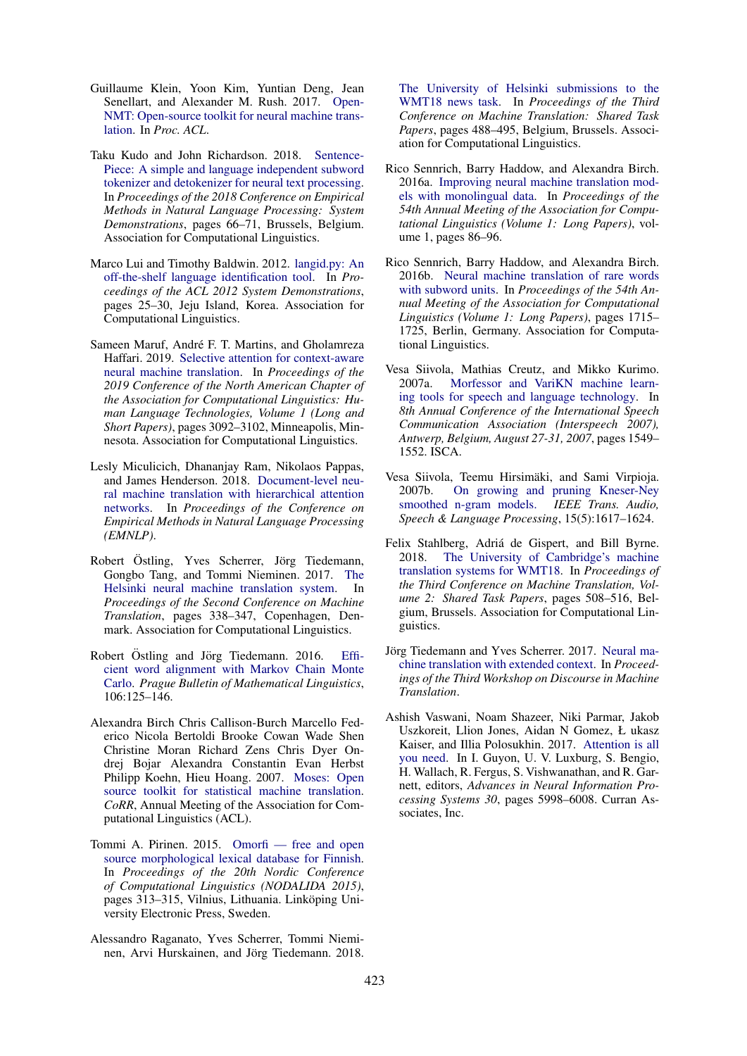Guillaume Klein, Yoon Kim, Yuntian Deng, Jean Senellart, and Alexander M. Rush. 2017. OpenNMT: Open-source toolkit for neural machine translation. In *Proc. ACL*.

Taku Kudo and John Richardson. 2018. SentencePiece: A simple and language independent subword tokenizer and detokenizer for neural text processing. In *Proceedings of the 2018 Conference on Empirical Methods in Natural Language Processing: System Demonstrations*, pages 66–71, Brussels, Belgium. Association for Computational Linguistics.

Marco Lui and Timothy Baldwin. 2012. langid.py: An off-the-shelf language identification tool. In *Proceedings of the ACL 2012 System Demonstrations*, pages 25–30, Jeju Island, Korea. Association for Computational Linguistics.

Sameen Maruf, André F. T. Martins, and Gholamreza Haffari. 2019. Selective attention for context-aware neural machine translation. In *Proceedings of the 2019 Conference of the North American Chapter of the Association for Computational Linguistics: Human Language Technologies, Volume 1 (Long and Short Papers)*, pages 3092–3102, Minneapolis, Minnesota. Association for Computational Linguistics.

Lesly Miculicich, Dhananjay Ram, Nikolaos Pappas, and James Henderson. 2018. Document-level neural machine translation with hierarchical attention networks. In *Proceedings of the Conference on Empirical Methods in Natural Language Processing (EMNLP)*.

Robert Östling, Yves Scherrer, Jörg Tiedemann, Gongbo Tang, and Tommi Nieminen. 2017. The Helsinki neural machine translation system. In *Proceedings of the Second Conference on Machine Translation*, pages 338–347, Copenhagen, Denmark. Association for Computational Linguistics.

Robert Östling and Jörg Tiedemann. 2016. Efficient word alignment with Markov Chain Monte Carlo. *Prague Bulletin of Mathematical Linguistics*, 106:125–146.

Alexandra Birch Chris Callison-Burch Marcello Federico Nicola Bertoldi Brooke Cowan Wade Shen Christine Moran Richard Zens Chris Dyer Ondrej Bojar Alexandra Constantin Evan Herbst Philipp Koehn, Hieu Hoang. 2007. Moses: Open source toolkit for statistical machine translation. *CoRR*, Annual Meeting of the Association for Computational Linguistics (ACL).

Tommi A. Pirinen. 2015. Omorfi — free and open source morphological lexical database for Finnish. In *Proceedings of the 20th Nordic Conference of Computational Linguistics (NODALIDA 2015)*, pages 313–315, Vilnius, Lithuania. Linköping University Electronic Press, Sweden.

Alessandro Raganato, Yves Scherrer, Tommi Nieminen, Arvi Hurskainen, and Jörg Tiedemann. 2018. The University of Helsinki submissions to the WMT18 news task. In *Proceedings of the Third Conference on Machine Translation: Shared Task Papers*, pages 488–495, Belgium, Brussels. Association for Computational Linguistics.

Rico Sennrich, Barry Haddow, and Alexandra Birch. 2016a. Improving neural machine translation models with monolingual data. In *Proceedings of the 54th Annual Meeting of the Association for Computational Linguistics (Volume 1: Long Papers)*, volume 1, pages 86–96.

Rico Sennrich, Barry Haddow, and Alexandra Birch. 2016b. Neural machine translation of rare words with subword units. In *Proceedings of the 54th Annual Meeting of the Association for Computational Linguistics (Volume 1: Long Papers)*, pages 1715–1725, Berlin, Germany. Association for Computational Linguistics.

Vesa Siivola, Mathias Creutz, and Mikko Kurimo. 2007a. Morfessor and VariKN machine learning tools for speech and language technology. In *8th Annual Conference of the International Speech Communication Association (Interspeech 2007), Antwerp, Belgium, August 27-31, 2007*, pages 1549–1552. ISCA.

Vesa Siivola, Teemu Hirsimäki, and Sami Virpioja. 2007b. On growing and pruning Kneser-Ney smoothed n-gram models. *IEEE Trans. Audio, Speech & Language Processing*, 15(5):1617–1624.

Felix Stahlberg, Adriá de Gispert, and Bill Byrne. 2018. The University of Cambridge's machine translation systems for WMT18. In *Proceedings of the Third Conference on Machine Translation, Volume 2: Shared Task Papers*, pages 508–516, Belgium, Brussels. Association for Computational Linguistics.

Jörg Tiedemann and Yves Scherrer. 2017. Neural machine translation with extended context. In *Proceedings of the Third Workshop on Discourse in Machine Translation*.

Ashish Vaswani, Noam Shazeer, Niki Parmar, Jakob Uszkoreit, Llion Jones, Aidan N Gomez, Ł ukasz Kaiser, and Illia Polosukhin. 2017. Attention is all you need. In I. Guyon, U. V. Luxburg, S. Bengio, H. Wallach, R. Fergus, S. Vishwanathan, and R. Garnett, editors, *Advances in Neural Information Processing Systems 30*, pages 5998–6008. Curran Associates, Inc.